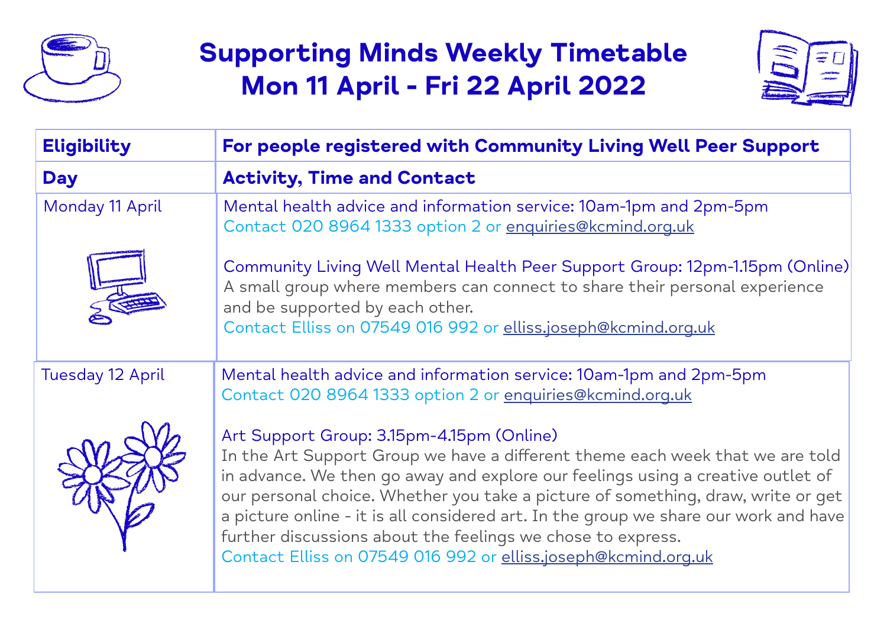# Supporting Minds Weekly Timetable
# Mon 11 April - Fri 22 April 2022

| Eligibility | For people registered with Community Living Well Peer Support |
| --- | --- |
| **Day** | **Activity, Time and Contact** |
| Monday 11 April | Mental health advice and information service: 10am-1pm and 2pm-5pm<br>Contact 020 8964 1333 option 2 or enquiries@kcmind.org.uk<br><br>Community Living Well Mental Health Peer Support Group: 12pm-1.15pm (Online)<br>A small group where members can connect to share their personal experience and be supported by each other.<br>Contact Elliss on 07549 016 992 or elliss.joseph@kcmind.org.uk |
| Tuesday 12 April | Mental health advice and information service: 10am-1pm and 2pm-5pm<br>Contact 020 8964 1333 option 2 or enquiries@kcmind.org.uk<br><br>Art Support Group: 3.15pm-4.15pm (Online)<br>In the Art Support Group we have a different theme each week that we are told in advance. We then go away and explore our feelings using a creative outlet of our personal choice. Whether you take a picture of something, draw, write or get a picture online - it is all considered art. In the group we share our work and have further discussions about the feelings we chose to express.<br>Contact Elliss on 07549 016 992 or elliss.joseph@kcmind.org.uk |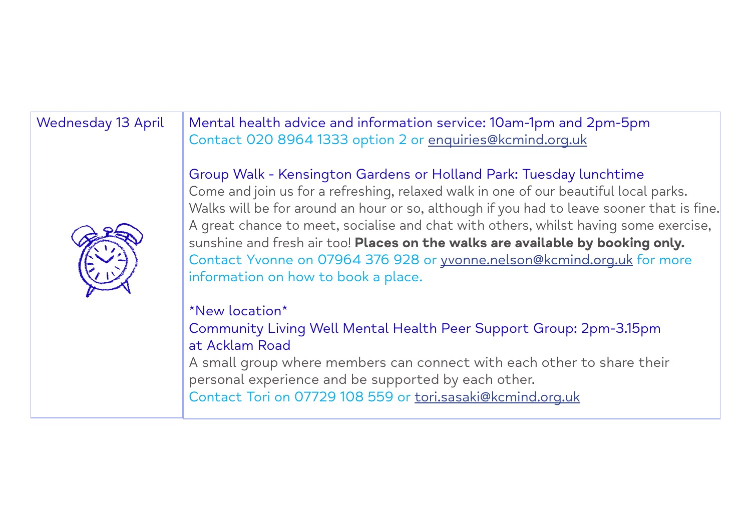| Wednesday 13 April | Mental health advice and information service: 10am-1pm and 2pm-5pm<br>Contact 020 8964 1333 option 2 or enquiries@kcmind.org.uk<br><br>Group Walk - Kensington Gardens or Holland Park: Tuesday lunchtime<br>Come and join us for a refreshing, relaxed walk in one of our beautiful local parks. Walks will be for around an hour or so, although if you had to leave sooner that is fine. A great chance to meet, socialise and chat with others, whilst having some exercise, sunshine and fresh air too! **Places on the walks are available by booking only.**<br>Contact Yvonne on 07964 376 928 or yvonne.nelson@kcmind.org.uk for more information on how to book a place.<br><br>*New location*<br>Community Living Well Mental Health Peer Support Group: 2pm-3.15pm at Acklam Road<br>A small group where members can connect with each other to share their personal experience and be supported by each other.<br>Contact Tori on 07729 108 559 or tori.sasaki@kcmind.org.uk |
|---|---|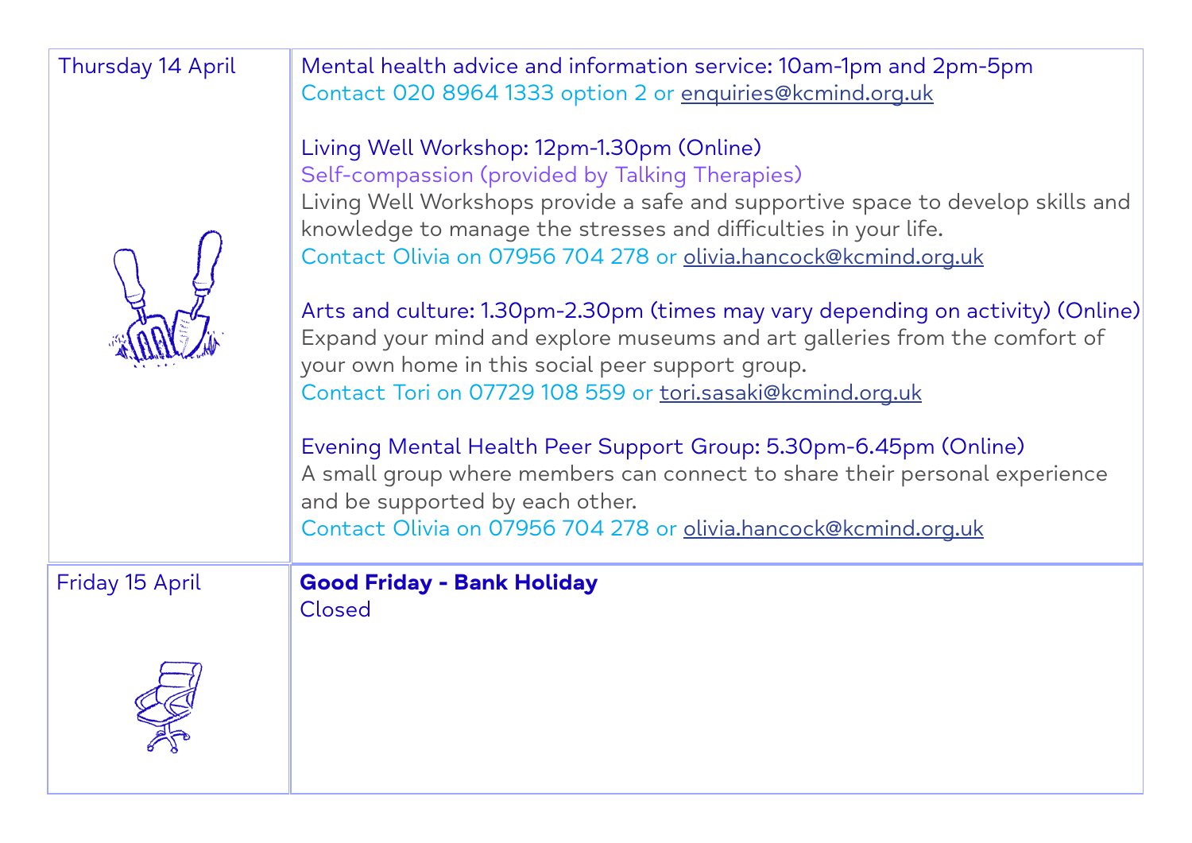| | |
|---|---|
| Thursday 14 April | Mental health advice and information service: 10am-1pm and 2pm-5pm<br>Contact 020 8964 1333 option 2 or enquiries@kcmind.org.uk<br><br>Living Well Workshop: 12pm-1.30pm (Online)<br>Self-compassion (provided by Talking Therapies)<br>Living Well Workshops provide a safe and supportive space to develop skills and knowledge to manage the stresses and difficulties in your life.<br>Contact Olivia on 07956 704 278 or olivia.hancock@kcmind.org.uk<br><br>Arts and culture: 1.30pm-2.30pm (times may vary depending on activity) (Online)<br>Expand your mind and explore museums and art galleries from the comfort of your own home in this social peer support group.<br>Contact Tori on 07729 108 559 or tori.sasaki@kcmind.org.uk<br><br>Evening Mental Health Peer Support Group: 5.30pm-6.45pm (Online)<br>A small group where members can connect to share their personal experience and be supported by each other.<br>Contact Olivia on 07956 704 278 or olivia.hancock@kcmind.org.uk |
| Friday 15 April | **Good Friday - Bank Holiday**<br>Closed |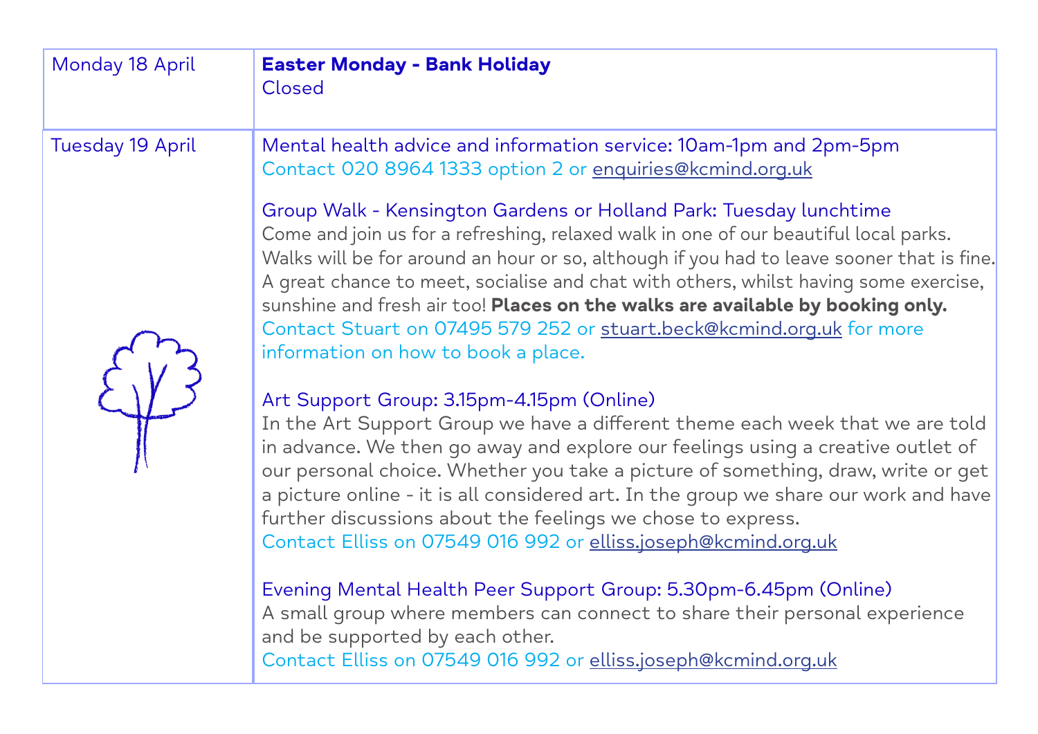| | |
|---|---|
| Monday 18 April | **Easter Monday - Bank Holiday**<br>Closed |
| Tuesday 19 April | Mental health advice and information service: 10am-1pm and 2pm-5pm<br>Contact 020 8964 1333 option 2 or enquiries@kcmind.org.uk<br><br>Group Walk - Kensington Gardens or Holland Park: Tuesday lunchtime<br>Come and join us for a refreshing, relaxed walk in one of our beautiful local parks. Walks will be for around an hour or so, although if you had to leave sooner that is fine. A great chance to meet, socialise and chat with others, whilst having some exercise, sunshine and fresh air too! **Places on the walks are available by booking only.**<br>Contact Stuart on 07495 579 252 or stuart.beck@kcmind.org.uk for more information on how to book a place.<br><br>Art Support Group: 3.15pm-4.15pm (Online)<br>In the Art Support Group we have a different theme each week that we are told in advance. We then go away and explore our feelings using a creative outlet of our personal choice. Whether you take a picture of something, draw, write or get a picture online - it is all considered art. In the group we share our work and have further discussions about the feelings we chose to express.<br>Contact Elliss on 07549 016 992 or elliss.joseph@kcmind.org.uk<br><br>Evening Mental Health Peer Support Group: 5.30pm-6.45pm (Online)<br>A small group where members can connect to share their personal experience and be supported by each other.<br>Contact Elliss on 07549 016 992 or elliss.joseph@kcmind.org.uk |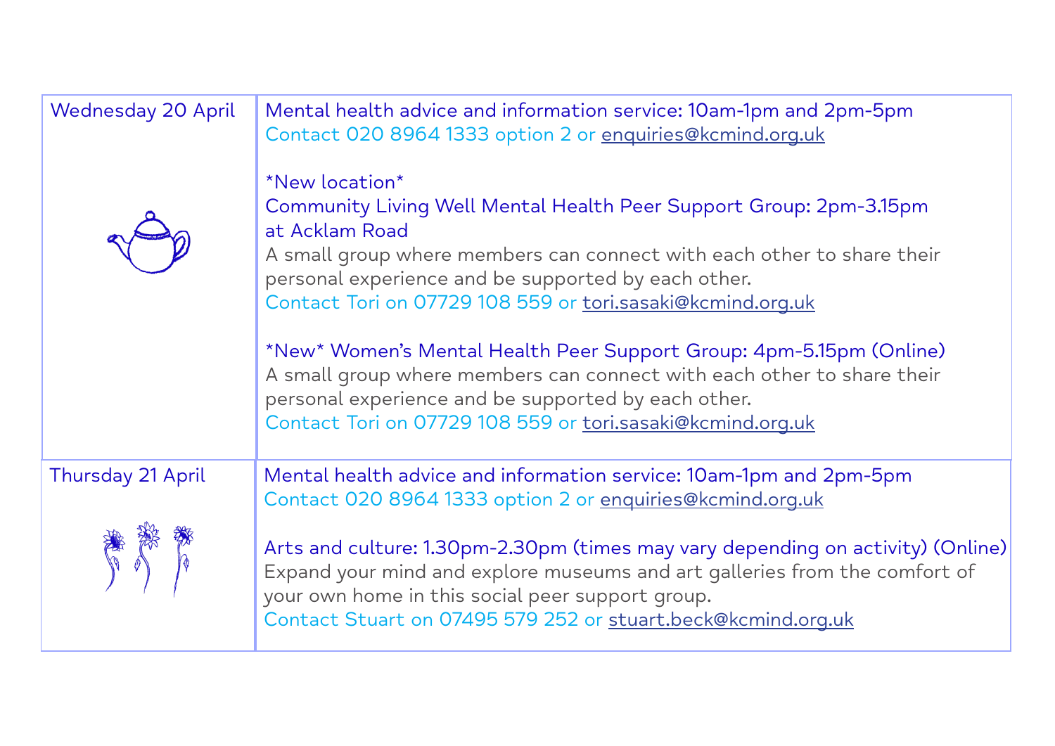| | |
|---|---|
| Wednesday 20 April | Mental health advice and information service: 10am-1pm and 2pm-5pm<br>Contact 020 8964 1333 option 2 or enquiries@kcmind.org.uk<br><br>*New location*<br>Community Living Well Mental Health Peer Support Group: 2pm-3.15pm at Acklam Road<br>A small group where members can connect with each other to share their personal experience and be supported by each other.<br>Contact Tori on 07729 108 559 or tori.sasaki@kcmind.org.uk<br><br>*New* Women's Mental Health Peer Support Group: 4pm-5.15pm (Online)<br>A small group where members can connect with each other to share their personal experience and be supported by each other.<br>Contact Tori on 07729 108 559 or tori.sasaki@kcmind.org.uk |
| Thursday 21 April | Mental health advice and information service: 10am-1pm and 2pm-5pm<br>Contact 020 8964 1333 option 2 or enquiries@kcmind.org.uk<br><br>Arts and culture: 1.30pm-2.30pm (times may vary depending on activity) (Online)<br>Expand your mind and explore museums and art galleries from the comfort of your own home in this social peer support group.<br>Contact Stuart on 07495 579 252 or stuart.beck@kcmind.org.uk |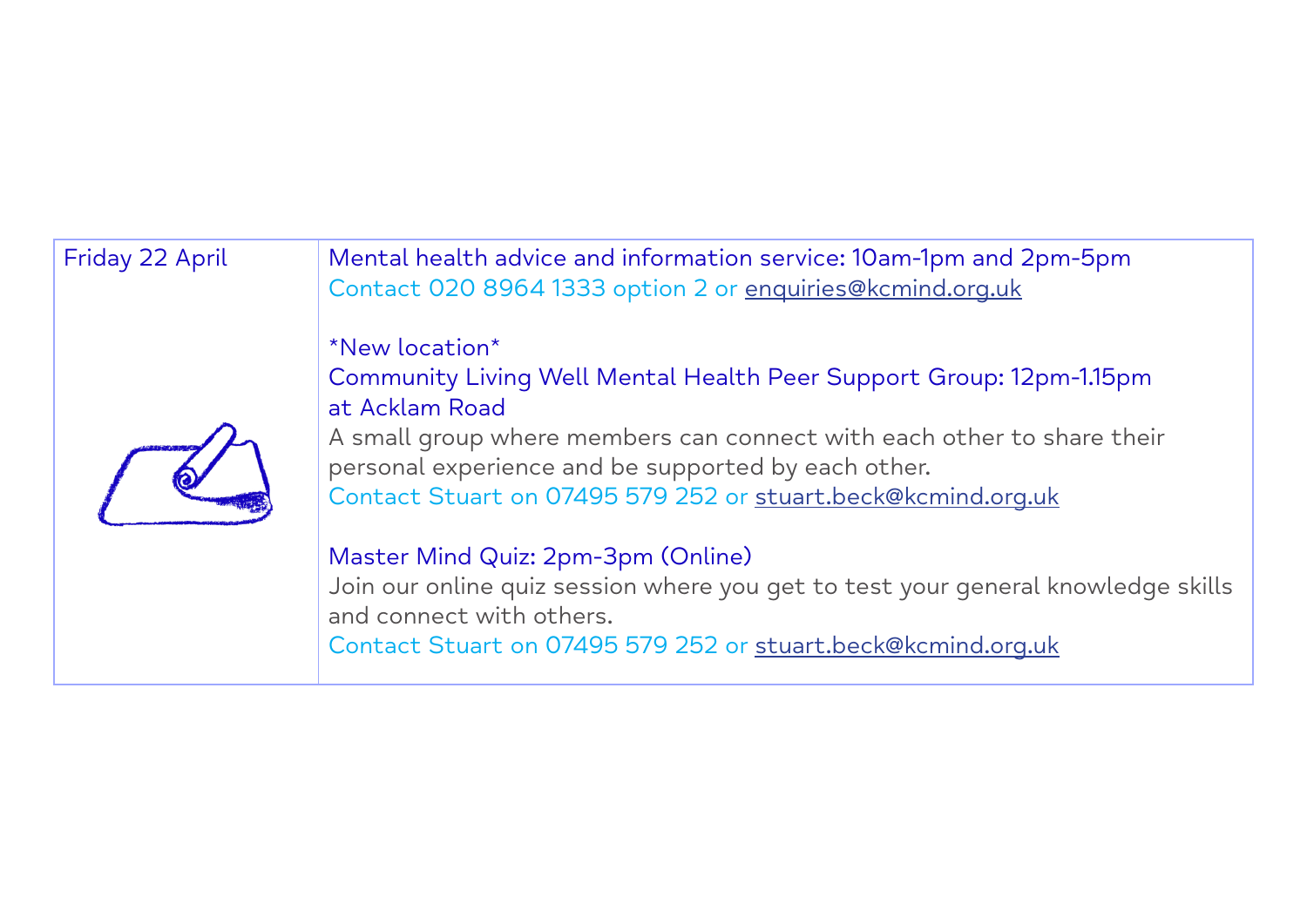| Friday 22 April | Mental health advice and information service: 10am-1pm and 2pm-5pm<br>Contact 020 8964 1333 option 2 or enquiries@kcmind.org.uk<br><br>*New location*<br>Community Living Well Mental Health Peer Support Group: 12pm-1.15pm at Acklam Road<br>A small group where members can connect with each other to share their personal experience and be supported by each other.<br>Contact Stuart on 07495 579 252 or stuart.beck@kcmind.org.uk<br><br>Master Mind Quiz: 2pm-3pm (Online)<br>Join our online quiz session where you get to test your general knowledge skills and connect with others.<br>Contact Stuart on 07495 579 252 or stuart.beck@kcmind.org.uk |
|---|---|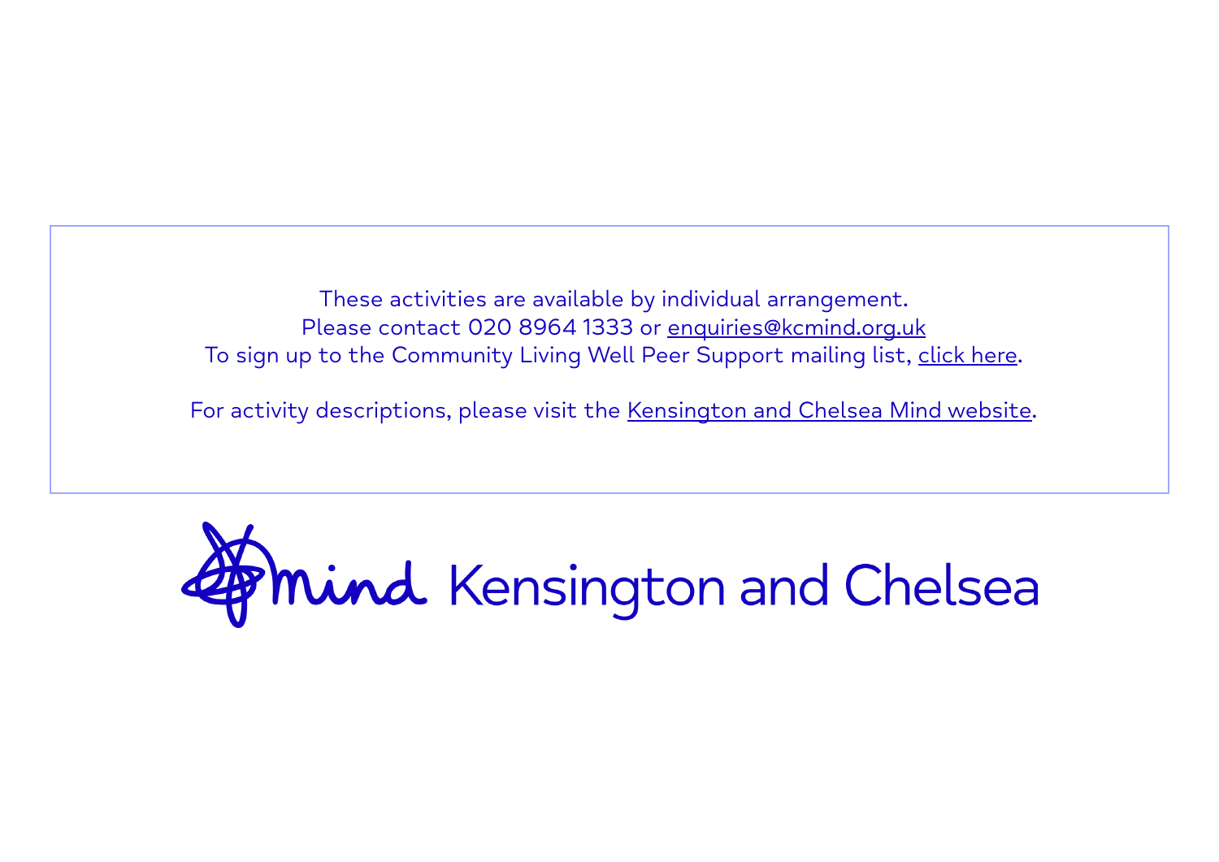These activities are available by individual arrangement.
Please contact 020 8964 1333 or enquiries@kcmind.org.uk
To sign up to the Community Living Well Peer Support mailing list, click here.

For activity descriptions, please visit the Kensington and Chelsea Mind website.

Mind Kensington and Chelsea